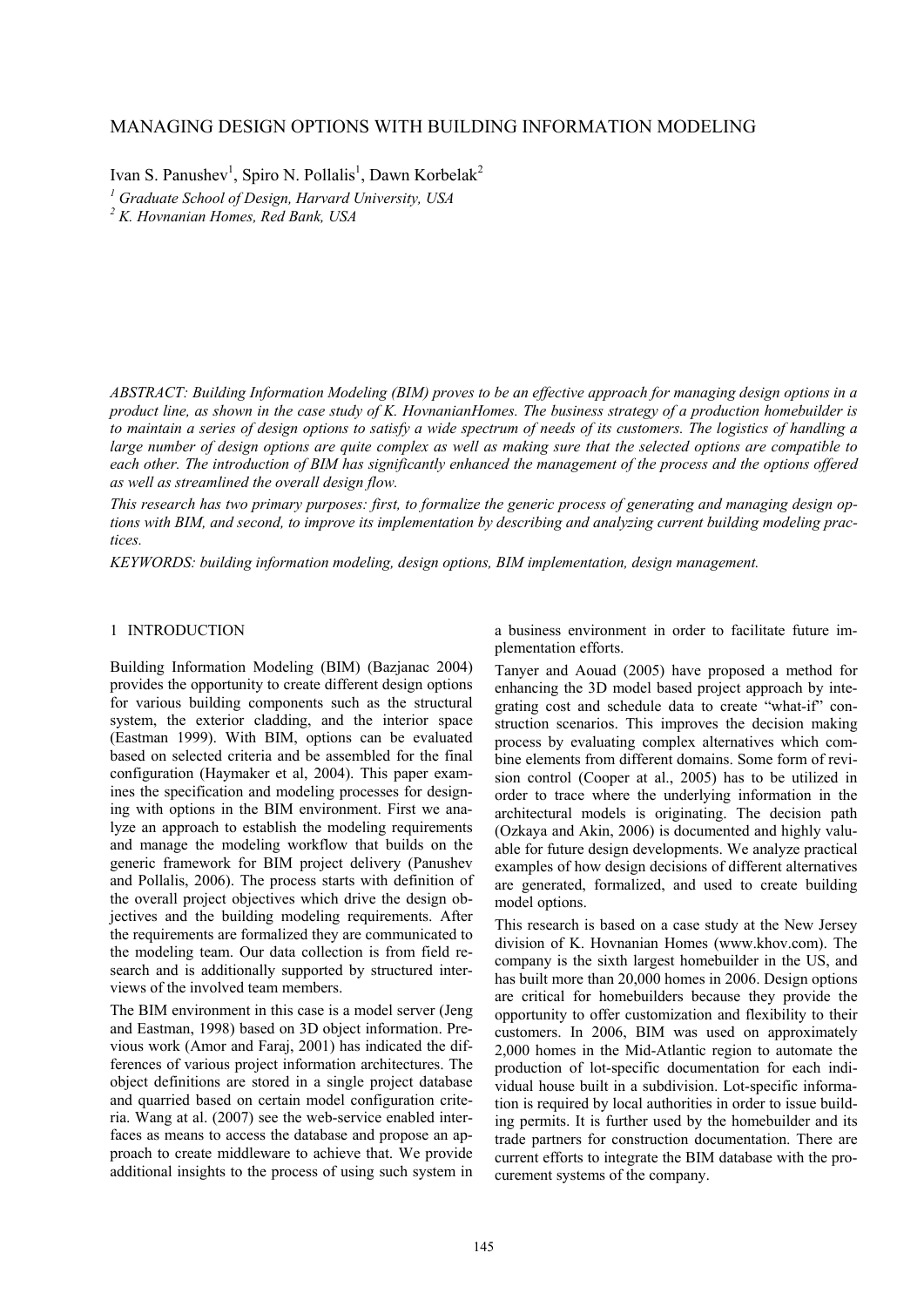# MANAGING DESIGN OPTIONS WITH BUILDING INFORMATION MODELING

Ivan S. Panushev[1], Spiro N. Pollalis[1], Dawn Korbelak[2]

[1] *Graduate School of Design, Harvard University, USA*

[2] *K. Hovnanian Homes, Red Bank, USA*

*ABSTRACT: Building Information Modeling (BIM) proves to be an effective approach for managing design options in a product line, as shown in the case study of K. HovnanianHomes. The business strategy of a production homebuilder is to maintain a series of design options to satisfy a wide spectrum of needs of its customers. The logistics of handling a large number of design options are quite complex as well as making sure that the selected options are compatible to each other. The introduction of BIM has significantly enhanced the management of the process and the options offered as well as streamlined the overall design flow.*

*This research has two primary purposes: first, to formalize the generic process of generating and managing design options with BIM, and second, to improve its implementation by describing and analyzing current building modeling practices.*

*KEYWORDS: building information modeling, design options, BIM implementation, design management.*

## 1 INTRODUCTION

Building Information Modeling (BIM) (Bazjanac 2004) provides the opportunity to create different design options for various building components such as the structural system, the exterior cladding, and the interior space (Eastman 1999). With BIM, options can be evaluated based on selected criteria and be assembled for the final configuration (Haymaker et al, 2004). This paper examines the specification and modeling processes for designing with options in the BIM environment. First we analyze an approach to establish the modeling requirements and manage the modeling workflow that builds on the generic framework for BIM project delivery (Panushev and Pollalis, 2006). The process starts with definition of the overall project objectives which drive the design objectives and the building modeling requirements. After the requirements are formalized they are communicated to the modeling team. Our data collection is from field research and is additionally supported by structured interviews of the involved team members.

The BIM environment in this case is a model server (Jeng and Eastman, 1998) based on 3D object information. Previous work (Amor and Faraj, 2001) has indicated the differences of various project information architectures. The object definitions are stored in a single project database and quarried based on certain model configuration criteria. Wang at al. (2007) see the web-service enabled interfaces as means to access the database and propose an approach to create middleware to achieve that. We provide additional insights to the process of using such system in a business environment in order to facilitate future implementation efforts.

Tanyer and Aouad (2005) have proposed a method for enhancing the 3D model based project approach by integrating cost and schedule data to create "what-if" construction scenarios. This improves the decision making process by evaluating complex alternatives which combine elements from different domains. Some form of revision control (Cooper at al., 2005) has to be utilized in order to trace where the underlying information in the architectural models is originating. The decision path (Ozkaya and Akin, 2006) is documented and highly valuable for future design developments. We analyze practical examples of how design decisions of different alternatives are generated, formalized, and used to create building model options.

This research is based on a case study at the New Jersey division of K. Hovnanian Homes (www.khov.com). The company is the sixth largest homebuilder in the US, and has built more than 20,000 homes in 2006. Design options are critical for homebuilders because they provide the opportunity to offer customization and flexibility to their customers. In 2006, BIM was used on approximately 2,000 homes in the Mid-Atlantic region to automate the production of lot-specific documentation for each individual house built in a subdivision. Lot-specific information is required by local authorities in order to issue building permits. It is further used by the homebuilder and its trade partners for construction documentation. There are current efforts to integrate the BIM database with the procurement systems of the company.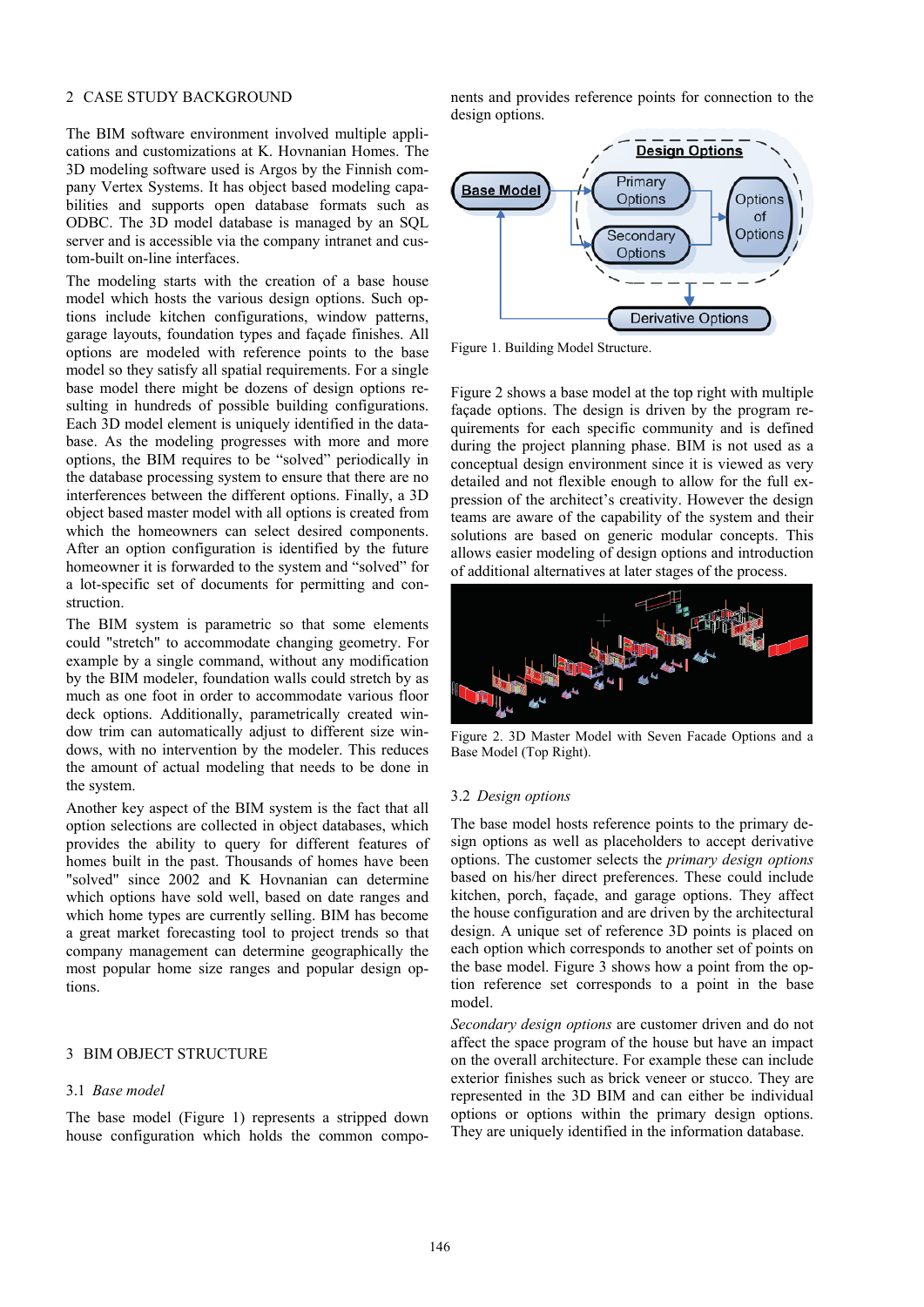## 2 CASE STUDY BACKGROUND

The BIM software environment involved multiple applications and customizations at K. Hovnanian Homes. The 3D modeling software used is Argos by the Finnish company Vertex Systems. It has object based modeling capabilities and supports open database formats such as ODBC. The 3D model database is managed by an SQL server and is accessible via the company intranet and custom-built on-line interfaces.

The modeling starts with the creation of a base house model which hosts the various design options. Such options include kitchen configurations, window patterns, garage layouts, foundation types and façade finishes. All options are modeled with reference points to the base model so they satisfy all spatial requirements. For a single base model there might be dozens of design options resulting in hundreds of possible building configurations. Each 3D model element is uniquely identified in the database. As the modeling progresses with more and more options, the BIM requires to be "solved" periodically in the database processing system to ensure that there are no interferences between the different options. Finally, a 3D object based master model with all options is created from which the homeowners can select desired components. After an option configuration is identified by the future homeowner it is forwarded to the system and "solved" for a lot-specific set of documents for permitting and construction.

The BIM system is parametric so that some elements could "stretch" to accommodate changing geometry. For example by a single command, without any modification by the BIM modeler, foundation walls could stretch by as much as one foot in order to accommodate various floor deck options. Additionally, parametrically created window trim can automatically adjust to different windows, with no intervention by the modeler. This reduces the amount of actual modeling that needs to be done in the system.

Another key aspect of the BIM system is the fact that all option selections are collected in object databases, which provides the ability to query for different features of homes built in the past. Thousands of homes have been "solved" since 2002 and K Hovnanian can determine which options have sold well, based on date ranges and which home types are currently selling. BIM has become a great market forecasting tool to project trends so that company management can determine geographically the most popular home size ranges and popular design options.

## 3 BIM OBJECT STRUCTURE

### 3.1 *Base model*

The base model (Figure 1) represents a stripped down house configuration which holds the common components and provides reference points for connection to the design options.

Design Options
Base Model
Primary Options
Secondary Options
Options of Options
Derivative Options

Figure 1. Building Model Structure.

Figure 2 shows a base model at the top right with multiple façade options. The design is driven by the program requirements for each specific community and is defined during the project planning phase. BIM is not used as a conceptual design environment since it is viewed as very detailed and not flexible enough to allow for the full expression of the architect's creativity. However the design teams are aware of the capability of the system and their solutions are based on generic modular concepts. This allows easier modeling of design options and introduction of additional alternatives at later stages of the process.

Figure 2. 3D Master Model with Seven Facade Options and a Base Model (Top Right).

### 3.2 *Design options*

The base model hosts reference points to the primary design options as well as placeholders to accept derivative options. The customer selects the *primary design options* based on his/her direct preferences. These could include kitchen, porch, façade, and garage options. They affect the house configuration and are driven by the architectural design. A unique set of reference 3D points is placed on each option which corresponds to another set of points on the base model. Figure 3 shows how a point from the option reference set corresponds to a point in the base model.

*Secondary design options* are customer driven and do not affect the space program of the house but have an impact on the overall architecture. For example these can include exterior finishes such as brick veneer or stucco. They are represented in the 3D BIM and can either be individual options or options within the primary design options. They are uniquely identified in the information database.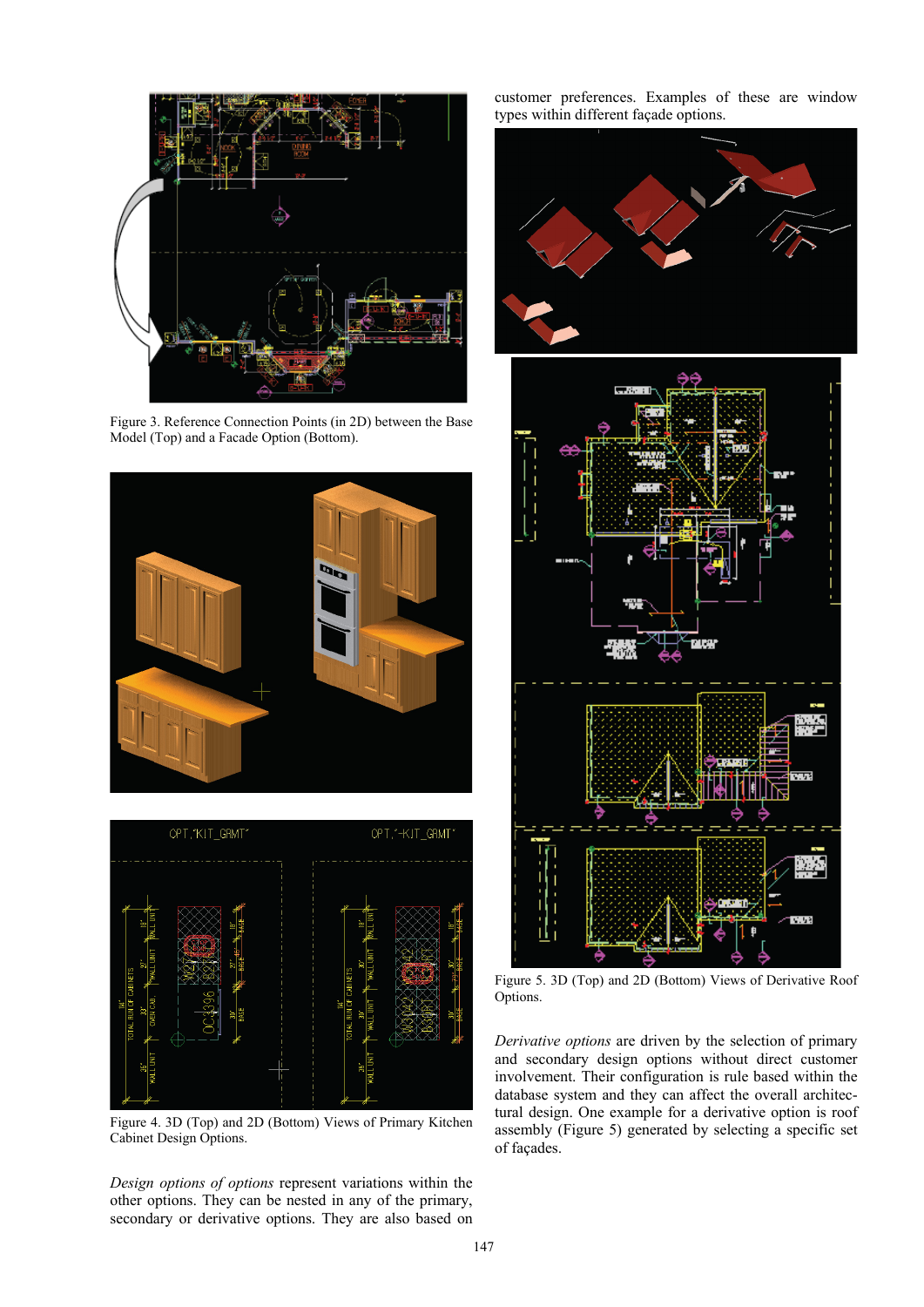Figure 3. Reference Connection Points (in 2D) between the Base Model (Top) and a Facade Option (Bottom).

Figure 4. 3D (Top) and 2D (Bottom) Views of Primary Kitchen Cabinet Design Options.

*Design options of options* represent variations within the other options. They can be nested in any of the primary, secondary or derivative options. They are also based on customer preferences. Examples of these are window types within different façade options.

Figure 5. 3D (Top) and 2D (Bottom) Views of Derivative Roof Options.

*Derivative options* are driven by the selection of primary and secondary design options without direct customer involvement. Their configuration is rule based within the database system and they can affect the overall architectural design. One example for a derivative option is roof assembly (Figure 5) generated by selecting a specific set of façades.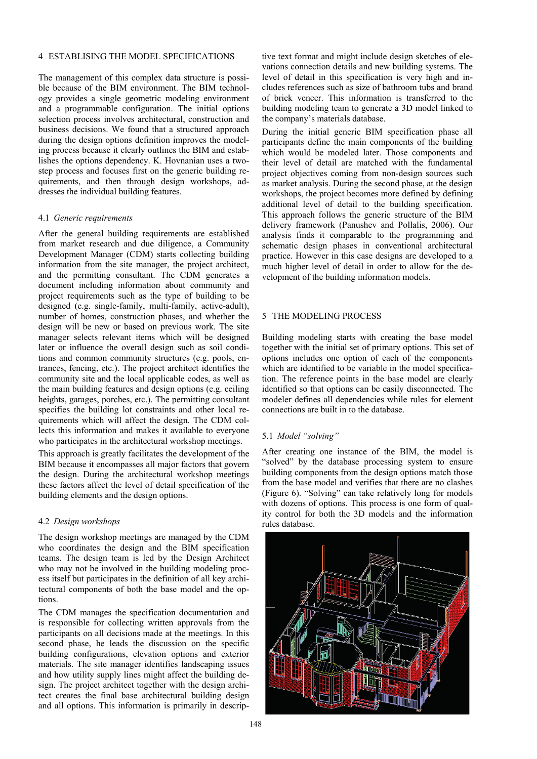## 4 ESTABLISING THE MODEL SPECIFICATIONS

The management of this complex data structure is possible because of the BIM environment. The BIM technology provides a single geometric modeling environment and a programmable configuration. The initial options selection process involves architectural, construction and business decisions. We found that a structured approach during the design options definition improves the modeling process because it clearly outlines the BIM and establishes the options dependency. K. Hovnanian uses a two-step process and focuses first on the generic building requirements, and then through design workshops, addresses the individual building features.

### 4.1 *Generic requirements*

After the general building requirements are established from market research and due diligence, a Community Development Manager (CDM) starts collecting building information from the site manager, the project architect, and the permitting consultant. The CDM generates a document including information about community and project requirements such as the type of building to be designed (e.g. single-family, multi-family, active-adult), number of homes, construction phases, and whether the design will be new or based on previous work. The site manager selects relevant items which will be designed later or influence the overall design such as soil conditions and common community structures (e.g. pools, entrances, fencing, etc.). The project architect identifies the community site and the local applicable codes, as well as the main building features and design options (e.g. ceiling heights, garages, porches, etc.). The permitting consultant specifies the building lot constraints and other local requirements which will affect the design. The CDM collects this information and makes it available to everyone who participates in the architectural workshop meetings.

This approach is greatly facilitates the development of the BIM because it encompasses all major factors that govern the design. During the architectural workshop meetings these factors affect the level of detail specification of the building elements and the design options.

### 4.2 *Design workshops*

The design workshop meetings are managed by the CDM who coordinates the design and the BIM specification teams. The design team is led by the Design Architect who may not be involved in the building modeling process itself but participates in the definition of all key architectural components of both the base model and the options.

The CDM manages the specification documentation and is responsible for collecting written approvals from the participants on all decisions made at the meetings. In this second phase, he leads the discussion on the specific building configurations, elevation options and exterior materials. The site manager identifies landscaping issues and how utility supply lines might affect the building design. The project architect together with the design architect creates the final base architectural building design and all options. This information is primarily in descriptive text format and might include design sketches of elevations connection details and new building systems. The level of detail in this specification is very high and includes references such as size of bathroom tubs and brand of brick veneer. This information is transferred to the building modeling team to generate a 3D model linked to the company's materials database.

During the initial generic BIM specification phase all participants define the main components of the building which would be modeled later. Those components and their level of detail are matched with the fundamental project objectives coming from non-design sources such as market analysis. During the second phase, at the design workshops, the project becomes more defined by defining additional level of detail to the building specification. This approach follows the generic structure of the BIM delivery framework (Panushev and Pollalis, 2006). Our analysis finds it comparable to the programming and schematic design phases in conventional architectural practice. However in this case designs are developed to a much higher level of detail in order to allow for the development of the building information models.

## 5 THE MODELING PROCESS

Building modeling starts with creating the base model together with the initial set of primary options. This set of options includes one option of each of the components which are identified to be variable in the model specification. The reference points in the base model are clearly identified so that options can be easily disconnected. The modeler defines all dependencies while rules for element connections are built in to the database.

### 5.1 *Model "solving"*

After creating one instance of the BIM, the model is "solved" by the database processing system to ensure building components from the design options match those from the base model and verifies that there are no clashes (Figure 6). "Solving" can take relatively long for models with dozens of options. This process is one form of quality control for both the 3D models and the information rules database.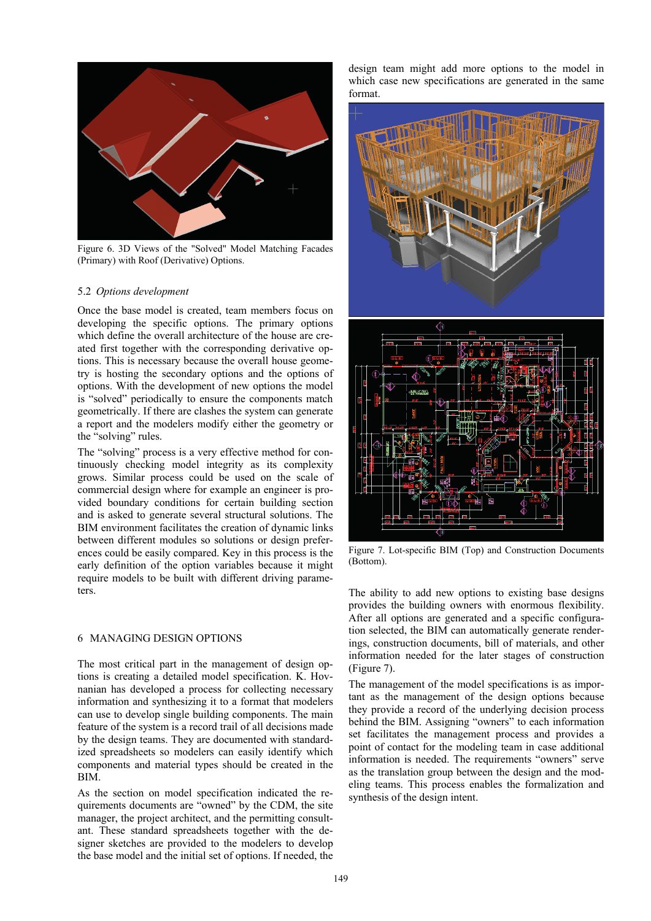Figure 6. 3D Views of the "Solved" Model Matching Facades (Primary) with Roof (Derivative) Options.

### 5.2 *Options development*

Once the base model is created, team members focus on developing the specific options. The primary options which define the overall architecture of the house are created first together with the corresponding derivative options. This is necessary because the overall house geometry is hosting the secondary options and the options of options. With the development of new options the model is "solved" periodically to ensure the components match geometrically. If there are clashes the system can generate a report and the modelers modify either the geometry or the "solving" rules.

The "solving" process is a very effective method for continuously checking model integrity as its complexity grows. Similar process could be used on the scale of commercial design where for example an engineer is provided boundary conditions for certain building section and is asked to generate several structural solutions. The BIM environment facilitates the creation of dynamic links between different modules so solutions or design preferences could be easily compared. Key in this process is the early definition of the option variables because it might require models to be built with different driving parameters.

## 6 MANAGING DESIGN OPTIONS

The most critical part in the management of design options is creating a detailed model specification. K. Hovnanian has developed a process for collecting necessary information and synthesizing it to a format that modelers can use to develop single building components. The main feature of the system is a record trail of all decisions made by the design teams. They are documented with standardized spreadsheets so modelers can easily identify which components and material types should be created in the BIM.

As the section on model specification indicated the requirements documents are "owned" by the CDM, the site manager, the project architect, and the permitting consultant. These standard spreadsheets together with the designer sketches are provided to the modelers to develop the base model and the initial set of options. If needed, the design team might add more options to the model in which case new specifications are generated in the same format.

Figure 7. Lot-specific BIM (Top) and Construction Documents (Bottom).

The ability to add new options to existing base designs provides the building owners with enormous flexibility. After all options are generated and a specific configuration selected, the BIM can automatically generate renderings, construction documents, bill of materials, and other information needed for the later stages of construction (Figure 7).

The management of the model specifications is as important as the management of the design options because they provide a record of the underlying decision process behind the BIM. Assigning "owners" to each information set facilitates the management process and provides a point of contact for the modeling team in case additional information is needed. The requirements "owners" serve as the translation group between the design and the modeling teams. This process enables the formalization and synthesis of the design intent.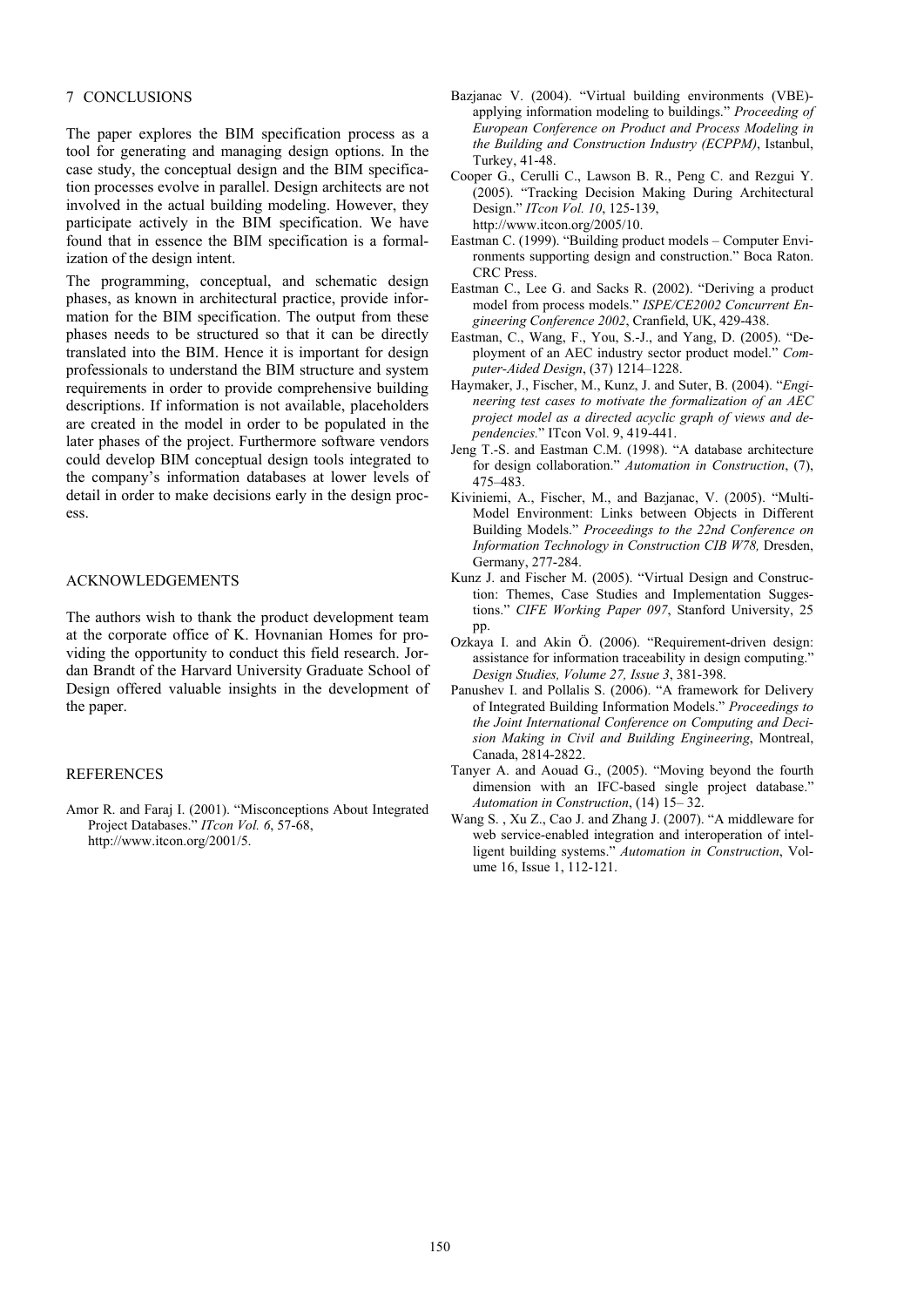## 7 CONCLUSIONS

The paper explores the BIM specification process as a tool for generating and managing design options. In the case study, the conceptual design and the BIM specification processes evolve in parallel. Design architects are not involved in the actual building modeling. However, they participate actively in the BIM specification. We have found that in essence the BIM specification is a formalization of the design intent.

The programming, conceptual, and schematic design phases, as known in architectural practice, provide information for the BIM specification. The output from these phases needs to be structured so that it can be directly translated into the BIM. Hence it is important for design professionals to understand the BIM structure and system requirements in order to provide comprehensive building descriptions. If information is not available, placeholders are created in the model in order to be populated in the later phases of the project. Furthermore software vendors could develop BIM conceptual design tools integrated to the company's information databases at lower levels of detail in order to make decisions early in the design process.

## ACKNOWLEDGEMENTS

The authors wish to thank the product development team at the corporate office of K. Hovnanian Homes for providing the opportunity to conduct this field research. Jordan Brandt of the Harvard University Graduate School of Design offered valuable insights in the development of the paper.

## REFERENCES

Amor R. and Faraj I. (2001). "Misconceptions About Integrated Project Databases." *ITcon Vol. 6*, 57-68, http://www.itcon.org/2001/5.

Bazjanac V. (2004). "Virtual building environments (VBE)-applying information modeling to buildings." *Proceeding of European Conference on Product and Process Modeling in the Building and Construction Industry (ECPPM)*, Istanbul, Turkey, 41-48.

Cooper G., Cerulli C., Lawson B. R., Peng C. and Rezgui Y. (2005). "Tracking Decision Making During Architectural Design." *ITcon Vol. 10*, 125-139, http://www.itcon.org/2005/10.

Eastman C. (1999). "Building product models – Computer Environments supporting design and construction." Boca Raton. CRC Press.

Eastman C., Lee G. and Sacks R. (2002). "Deriving a product model from process models." *ISPE/CE2002 Concurrent Engineering Conference 2002*, Cranfield, UK, 429-438.

Eastman, C., Wang, F., You, S.-J., and Yang, D. (2005). "Deployment of an AEC industry sector product model." *Computer-Aided Design*, (37) 1214–1228.

Haymaker, J., Fischer, M., Kunz, J. and Suter, B. (2004). "*Engineering test cases to motivate the formalization of an AEC project model as a directed acyclic graph of views and dependencies.*" ITcon Vol. 9, 419-441.

Jeng T.-S. and Eastman C.M. (1998). "A database architecture for design collaboration." *Automation in Construction*, (7), 475–483.

Kiviniemi, A., Fischer, M., and Bazjanac, V. (2005). "Multi-Model Environment: Links between Objects in Different Building Models." *Proceedings to the 22nd Conference on Information Technology in Construction CIB W78,* Dresden, Germany, 277-284.

Kunz J. and Fischer M. (2005). "Virtual Design and Construction: Themes, Case Studies and Implementation Suggestions." *CIFE Working Paper 097*, Stanford University, 25 pp.

Ozkaya I. and Akin Ö. (2006). "Requirement-driven design: assistance for information traceability in design computing." *Design Studies, Volume 27, Issue 3*, 381-398.

Panushev I. and Pollalis S. (2006). "A framework for Delivery of Integrated Building Information Models." *Proceedings to the Joint International Conference on Computing and Decision Making in Civil and Building Engineering*, Montreal, Canada, 2814-2822.

Tanyer A. and Aouad G., (2005). "Moving beyond the fourth dimension with an IFC-based single project database." *Automation in Construction*, (14) 15– 32.

Wang S. , Xu Z., Cao J. and Zhang J. (2007). "A middleware for web service-enabled integration and interoperation of intelligent building systems." *Automation in Construction*, Volume 16, Issue 1, 112-121.